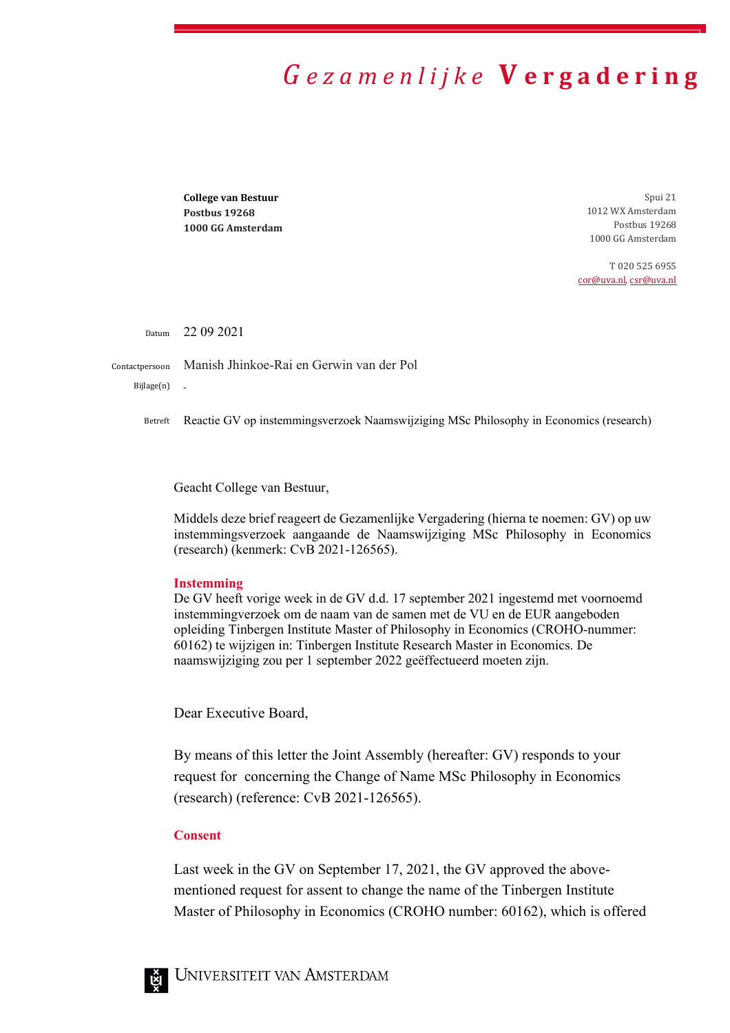# *Gezamenlijke* **Vergadering**

**College van Bestuur**
**Postbus 19268**
**1000 GG Amsterdam**

Spui 21
1012 WX Amsterdam
Postbus 19268
1000 GG Amsterdam

T 020 525 6955
cor@uva.nl, csr@uva.nl

Datum 22 09 2021

Contactpersoon Manish Jhinkoe-Rai en Gerwin van der Pol

Bijlage(n) -

Betreft Reactie GV op instemmingsverzoek Naamswijziging MSc Philosophy in Economics (research)

Geacht College van Bestuur,

Middels deze brief reageert de Gezamenlijke Vergadering (hierna te noemen: GV) op uw instemmingsverzoek aangaande de Naamswijziging MSc Philosophy in Economics (research) (kenmerk: CvB 2021-126565).

**Instemming**

De GV heeft vorige week in de GV d.d. 17 september 2021 ingestemd met voornoemd instemmingverzoek om de naam van de samen met de VU en de EUR aangeboden opleiding Tinbergen Institute Master of Philosophy in Economics (CROHO-nummer: 60162) te wijzigen in: Tinbergen Institute Research Master in Economics. De naamswijziging zou per 1 september 2022 geëffectueerd moeten zijn.

Dear Executive Board,

By means of this letter the Joint Assembly (hereafter: GV) responds to your request for concerning the Change of Name MSc Philosophy in Economics (research) (reference: CvB 2021-126565).

**Consent**

Last week in the GV on September 17, 2021, the GV approved the above-mentioned request for assent to change the name of the Tinbergen Institute Master of Philosophy in Economics (CROHO number: 60162), which is offered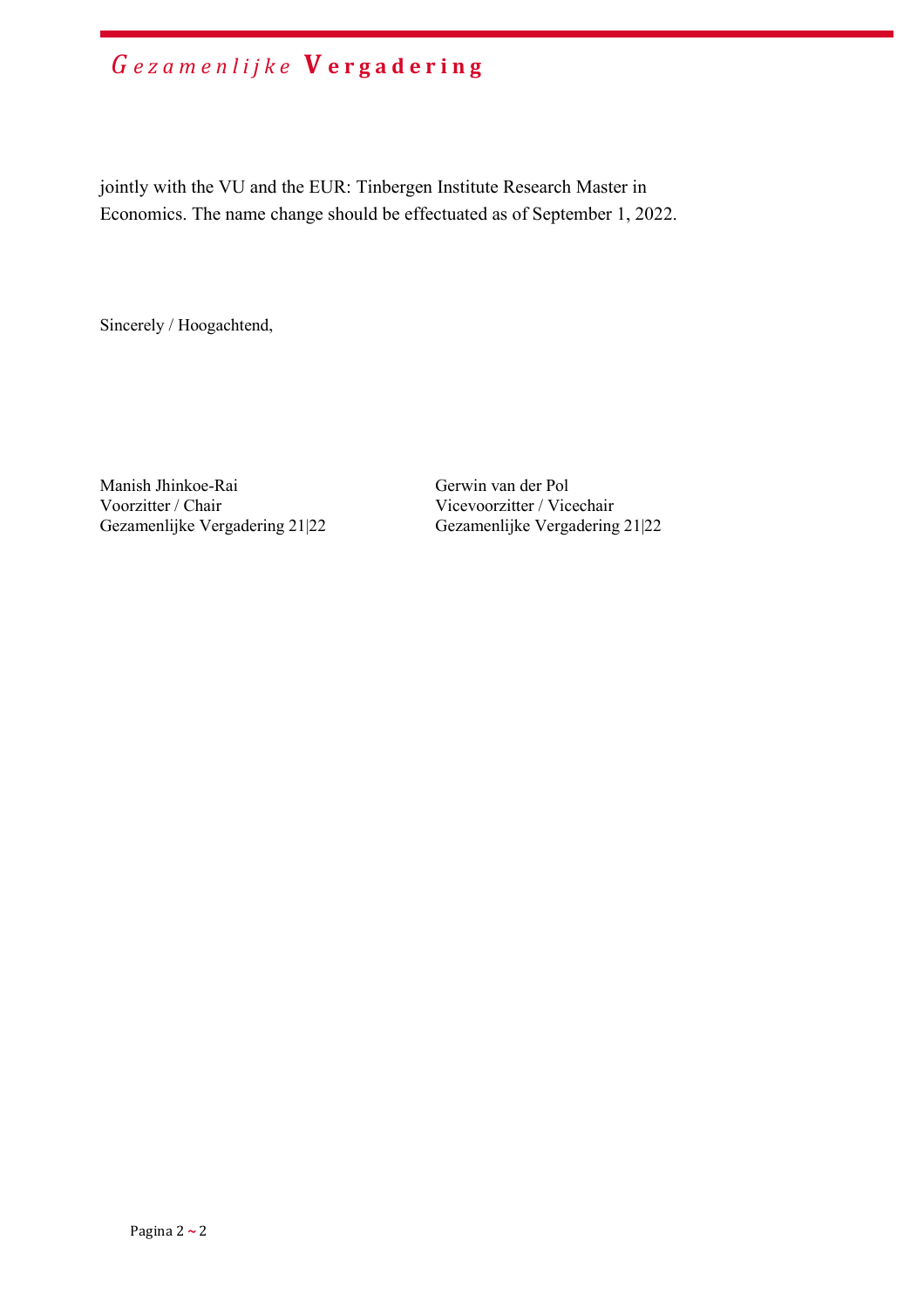jointly with the VU and the EUR: Tinbergen Institute Research Master in Economics. The name change should be effectuated as of September 1, 2022.

Sincerely / Hoogachtend,

Manish Jhinkoe-Rai
Voorzitter / Chair
Gezamenlijke Vergadering 21|22

Gerwin van der Pol
Vicevoorzitter / Vicechair
Gezamenlijke Vergadering 21|22